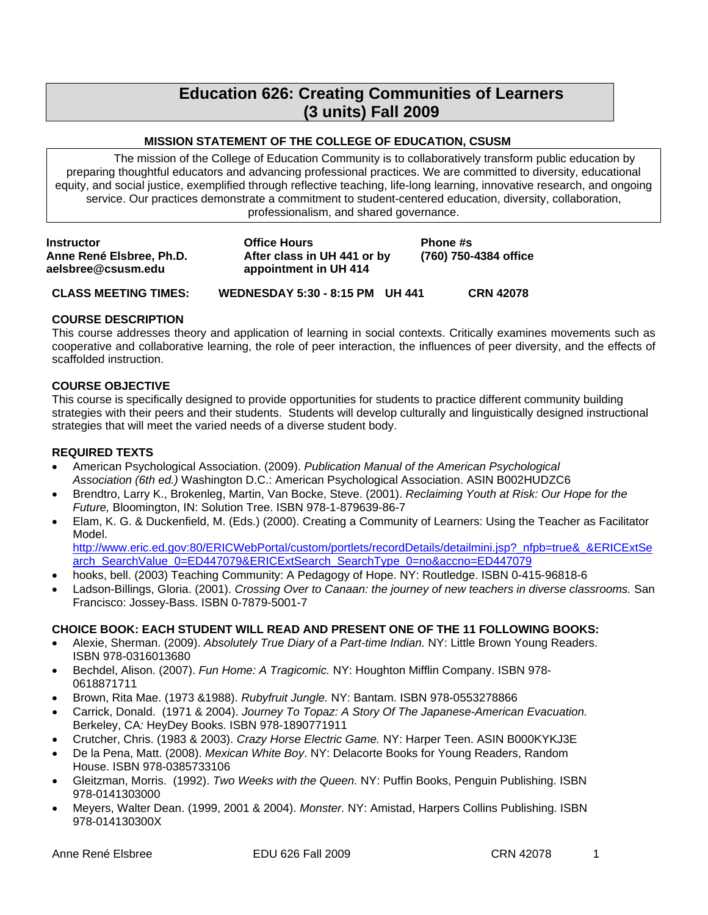# Education 626: Creating Communities of Learners (3 units) Fall 2009

### MISSION STATEMENT OF THE COLLEGE OF EDUCATION, CSUSM

The mission of the College of Education Community is to collaboratively transform public education by preparing thoughtful educators and advancing professional practices. We are committed to diversity, educational equity, and social justice, exemplified through reflective teaching, life-long learning, innovative research, and ongoing service. Our practices demonstrate a commitment to student-centered education, diversity, collaboration, professionalism, and shared governance.

| **Instructor** | **Office Hours** | **Phone #s** |
|---|---|---|
| **Anne René Elsbree, Ph.D.** | **After class in UH 441 or by** | **(760) 750-4384 office** |
| **aelsbree@csusm.edu** | **appointment in UH 414** | |

**CLASS MEETING TIMES: WEDNESDAY 5:30 - 8:15 PM UH 441 CRN 42078**

### COURSE DESCRIPTION

This course addresses theory and application of learning in social contexts. Critically examines movements such as cooperative and collaborative learning, the role of peer interaction, the influences of peer diversity, and the effects of scaffolded instruction.

### COURSE OBJECTIVE

This course is specifically designed to provide opportunities for students to practice different community building strategies with their peers and their students. Students will develop culturally and linguistically designed instructional strategies that will meet the varied needs of a diverse student body.

### REQUIRED TEXTS

- American Psychological Association. (2009). *Publication Manual of the American Psychological Association (6th ed.)* Washington D.C.: American Psychological Association. ASIN B002HUDZC6
- Brendtro, Larry K., Brokenleg, Martin, Van Bocke, Steve. (2001). *Reclaiming Youth at Risk: Our Hope for the Future,* Bloomington, IN: Solution Tree. ISBN 978-1-879639-86-7
- Elam, K. G. & Duckenfield, M. (Eds.) (2000). Creating a Community of Learners: Using the Teacher as Facilitator Model. http://www.eric.ed.gov:80/ERICWebPortal/custom/portlets/recordDetails/detailmini.jsp?_nfpb=true&_&ERICExtSearch_SearchValue_0=ED447079&ERICExtSearch_SearchType_0=no&accno=ED447079
- hooks, bell. (2003) Teaching Community: A Pedagogy of Hope. NY: Routledge. ISBN 0-415-96818-6
- Ladson-Billings, Gloria. (2001). *Crossing Over to Canaan: the journey of new teachers in diverse classrooms.* San Francisco: Jossey-Bass. ISBN 0-7879-5001-7

### CHOICE BOOK: EACH STUDENT WILL READ AND PRESENT ONE OF THE 11 FOLLOWING BOOKS:

- Alexie, Sherman. (2009). *Absolutely True Diary of a Part-time Indian.* NY: Little Brown Young Readers. ISBN 978-0316013680
- Bechdel, Alison. (2007). *Fun Home: A Tragicomic.* NY: Houghton Mifflin Company. ISBN 978-0618871711
- Brown, Rita Mae. (1973 &1988). *Rubyfruit Jungle.* NY: Bantam. ISBN 978-0553278866
- Carrick, Donald. (1971 & 2004). *Journey To Topaz: A Story Of The Japanese-American Evacuation.* Berkeley, CA*:* HeyDey Books. ISBN 978-1890771911
- Crutcher, Chris. (1983 & 2003). *Crazy Horse Electric Game.* NY: Harper Teen. ASIN B000KYKJ3E
- De la Pena, Matt. (2008). *Mexican White Boy*. NY: Delacorte Books for Young Readers, Random House. ISBN 978-0385733106
- Gleitzman, Morris. (1992). *Two Weeks with the Queen.* NY: Puffin Books, Penguin Publishing. ISBN 978-0141303000
- Meyers, Walter Dean. (1999, 2001 & 2004). *Monster.* NY: Amistad, Harpers Collins Publishing. ISBN 978-014130300X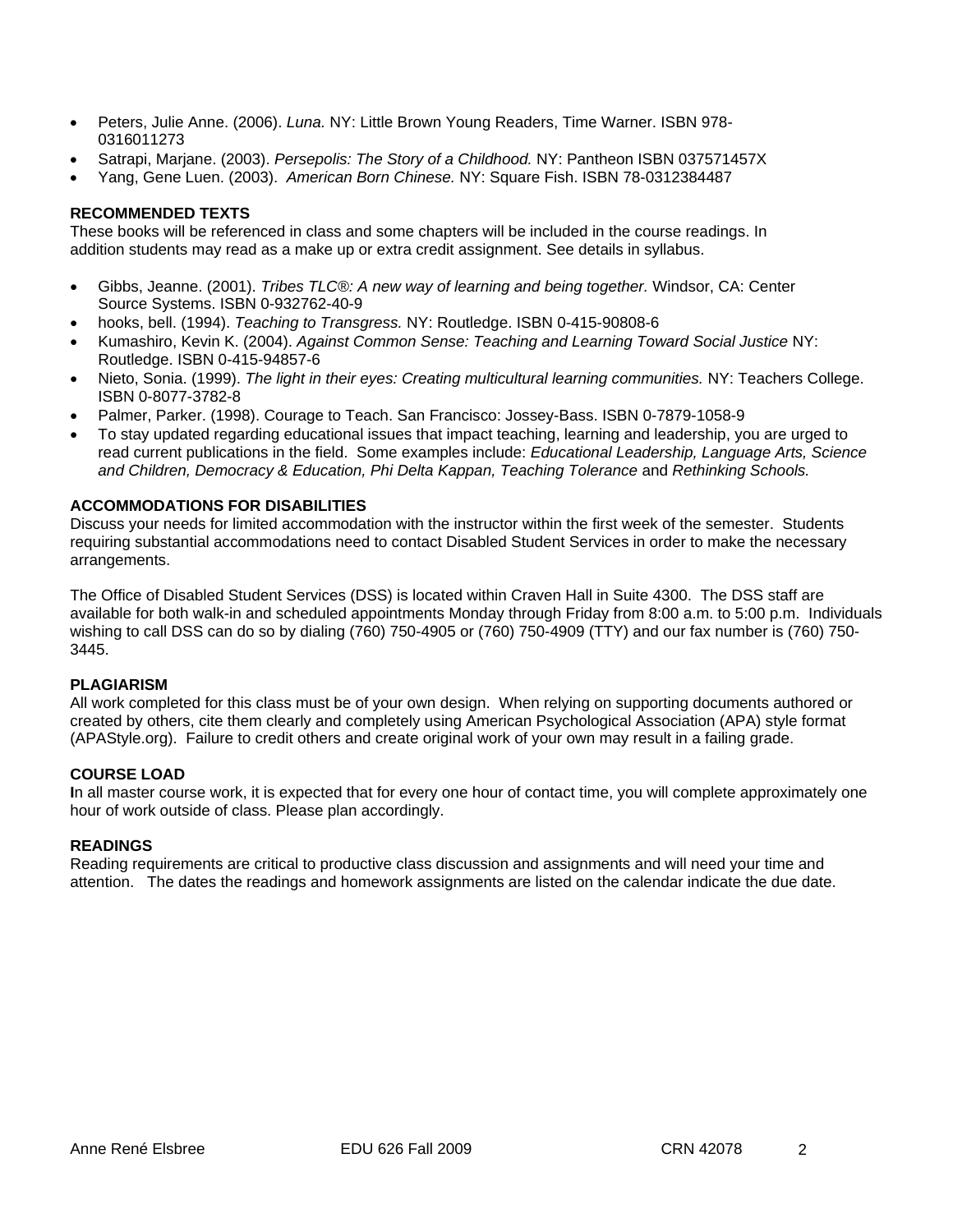- Peters, Julie Anne. (2006). *Luna.* NY: Little Brown Young Readers, Time Warner. ISBN 978-0316011273
- Satrapi, Marjane. (2003). *Persepolis: The Story of a Childhood.* NY: Pantheon ISBN 037571457X
- Yang, Gene Luen. (2003). *American Born Chinese.* NY: Square Fish. ISBN 78-0312384487

**RECOMMENDED TEXTS**

These books will be referenced in class and some chapters will be included in the course readings. In addition students may read as a make up or extra credit assignment. See details in syllabus.

- Gibbs, Jeanne. (2001). *Tribes TLC®: A new way of learning and being together.* Windsor, CA: Center Source Systems. ISBN 0-932762-40-9
- hooks, bell. (1994). *Teaching to Transgress.* NY: Routledge. ISBN 0-415-90808-6
- Kumashiro, Kevin K. (2004). *Against Common Sense: Teaching and Learning Toward Social Justice* NY: Routledge. ISBN 0-415-94857-6
- Nieto, Sonia. (1999). *The light in their eyes: Creating multicultural learning communities.* NY: Teachers College. ISBN 0-8077-3782-8
- Palmer, Parker. (1998). Courage to Teach. San Francisco: Jossey-Bass. ISBN 0-7879-1058-9
- To stay updated regarding educational issues that impact teaching, learning and leadership, you are urged to read current publications in the field. Some examples include: *Educational Leadership, Language Arts, Science and Children, Democracy & Education, Phi Delta Kappan, Teaching Tolerance* and *Rethinking Schools.*

**ACCOMMODATIONS FOR DISABILITIES**

Discuss your needs for limited accommodation with the instructor within the first week of the semester. Students requiring substantial accommodations need to contact Disabled Student Services in order to make the necessary arrangements.

The Office of Disabled Student Services (DSS) is located within Craven Hall in Suite 4300. The DSS staff are available for both walk-in and scheduled appointments Monday through Friday from 8:00 a.m. to 5:00 p.m. Individuals wishing to call DSS can do so by dialing (760) 750-4905 or (760) 750-4909 (TTY) and our fax number is (760) 750-3445.

**PLAGIARISM**

All work completed for this class must be of your own design. When relying on supporting documents authored or created by others, cite them clearly and completely using American Psychological Association (APA) style format (APAStyle.org). Failure to credit others and create original work of your own may result in a failing grade.

**COURSE LOAD**

**I**n all master course work, it is expected that for every one hour of contact time, you will complete approximately one hour of work outside of class. Please plan accordingly.

**READINGS**

Reading requirements are critical to productive class discussion and assignments and will need your time and attention. The dates the readings and homework assignments are listed on the calendar indicate the due date.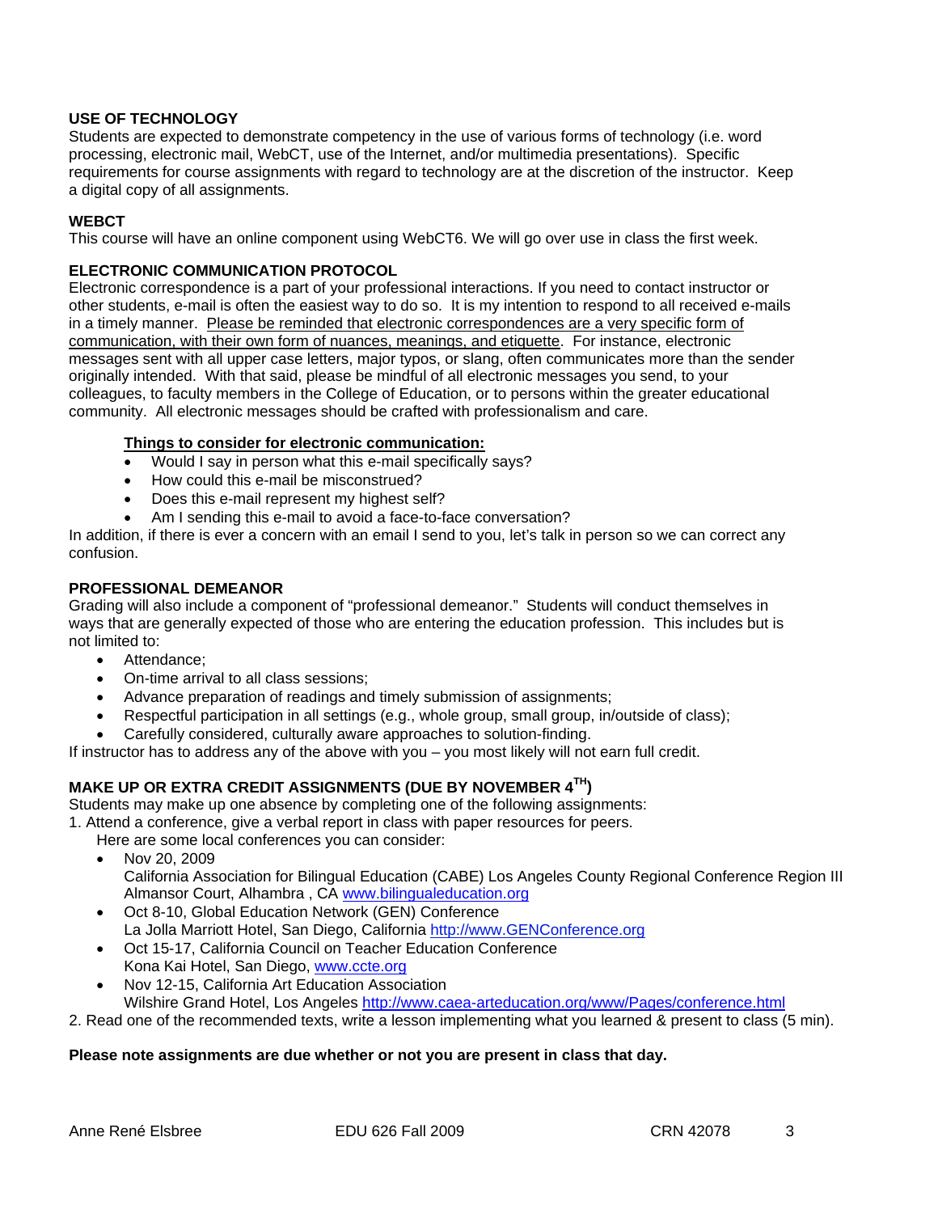**USE OF TECHNOLOGY**

Students are expected to demonstrate competency in the use of various forms of technology (i.e. word processing, electronic mail, WebCT, use of the Internet, and/or multimedia presentations). Specific requirements for course assignments with regard to technology are at the discretion of the instructor. Keep a digital copy of all assignments.

**WEBCT**

This course will have an online component using WebCT6. We will go over use in class the first week.

**ELECTRONIC COMMUNICATION PROTOCOL**

Electronic correspondence is a part of your professional interactions. If you need to contact instructor or other students, e-mail is often the easiest way to do so. It is my intention to respond to all received e-mails in a timely manner. Please be reminded that electronic correspondences are a very specific form of communication, with their own form of nuances, meanings, and etiquette. For instance, electronic messages sent with all upper case letters, major typos, or slang, often communicates more than the sender originally intended. With that said, please be mindful of all electronic messages you send, to your colleagues, to faculty members in the College of Education, or to persons within the greater educational community. All electronic messages should be crafted with professionalism and care.

**Things to consider for electronic communication:**

- Would I say in person what this e-mail specifically says?
- How could this e-mail be misconstrued?
- Does this e-mail represent my highest self?
- Am I sending this e-mail to avoid a face-to-face conversation?

In addition, if there is ever a concern with an email I send to you, let's talk in person so we can correct any confusion.

**PROFESSIONAL DEMEANOR**

Grading will also include a component of "professional demeanor." Students will conduct themselves in ways that are generally expected of those who are entering the education profession. This includes but is not limited to:

- Attendance;
- On-time arrival to all class sessions;
- Advance preparation of readings and timely submission of assignments;
- Respectful participation in all settings (e.g., whole group, small group, in/outside of class);
- Carefully considered, culturally aware approaches to solution-finding.

If instructor has to address any of the above with you – you most likely will not earn full credit.

**MAKE UP OR EXTRA CREDIT ASSIGNMENTS (DUE BY NOVEMBER 4TH)**

Students may make up one absence by completing one of the following assignments:

1. Attend a conference, give a verbal report in class with paper resources for peers.
   Here are some local conferences you can consider:
   - Nov 20, 2009
     California Association for Bilingual Education (CABE) Los Angeles County Regional Conference Region III Almansor Court, Alhambra , CA www.bilingualeducation.org
   - Oct 8-10, Global Education Network (GEN) Conference
     La Jolla Marriott Hotel, San Diego, California http://www.GENConference.org
   - Oct 15-17, California Council on Teacher Education Conference
     Kona Kai Hotel, San Diego, www.ccte.org
   - Nov 12-15, California Art Education Association
     Wilshire Grand Hotel, Los Angeles http://www.caea-arteducation.org/www/Pages/conference.html
2. Read one of the recommended texts, write a lesson implementing what you learned & present to class (5 min).

**Please note assignments are due whether or not you are present in class that day.**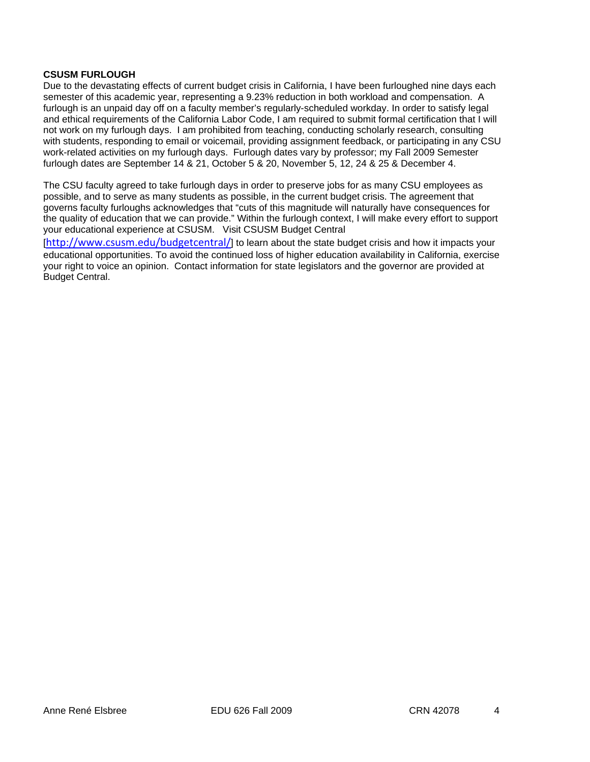**CSUSM FURLOUGH**

Due to the devastating effects of current budget crisis in California, I have been furloughed nine days each semester of this academic year, representing a 9.23% reduction in both workload and compensation. A furlough is an unpaid day off on a faculty member's regularly-scheduled workday. In order to satisfy legal and ethical requirements of the California Labor Code, I am required to submit formal certification that I will not work on my furlough days. I am prohibited from teaching, conducting scholarly research, consulting with students, responding to email or voicemail, providing assignment feedback, or participating in any CSU work-related activities on my furlough days. Furlough dates vary by professor; my Fall 2009 Semester furlough dates are September 14 & 21, October 5 & 20, November 5, 12, 24 & 25 & December 4.

The CSU faculty agreed to take furlough days in order to preserve jobs for as many CSU employees as possible, and to serve as many students as possible, in the current budget crisis. The agreement that governs faculty furloughs acknowledges that "cuts of this magnitude will naturally have consequences for the quality of education that we can provide." Within the furlough context, I will make every effort to support your educational experience at CSUSM. Visit CSUSM Budget Central [http://www.csusm.edu/budgetcentral/] to learn about the state budget crisis and how it impacts your educational opportunities. To avoid the continued loss of higher education availability in California, exercise your right to voice an opinion. Contact information for state legislators and the governor are provided at Budget Central.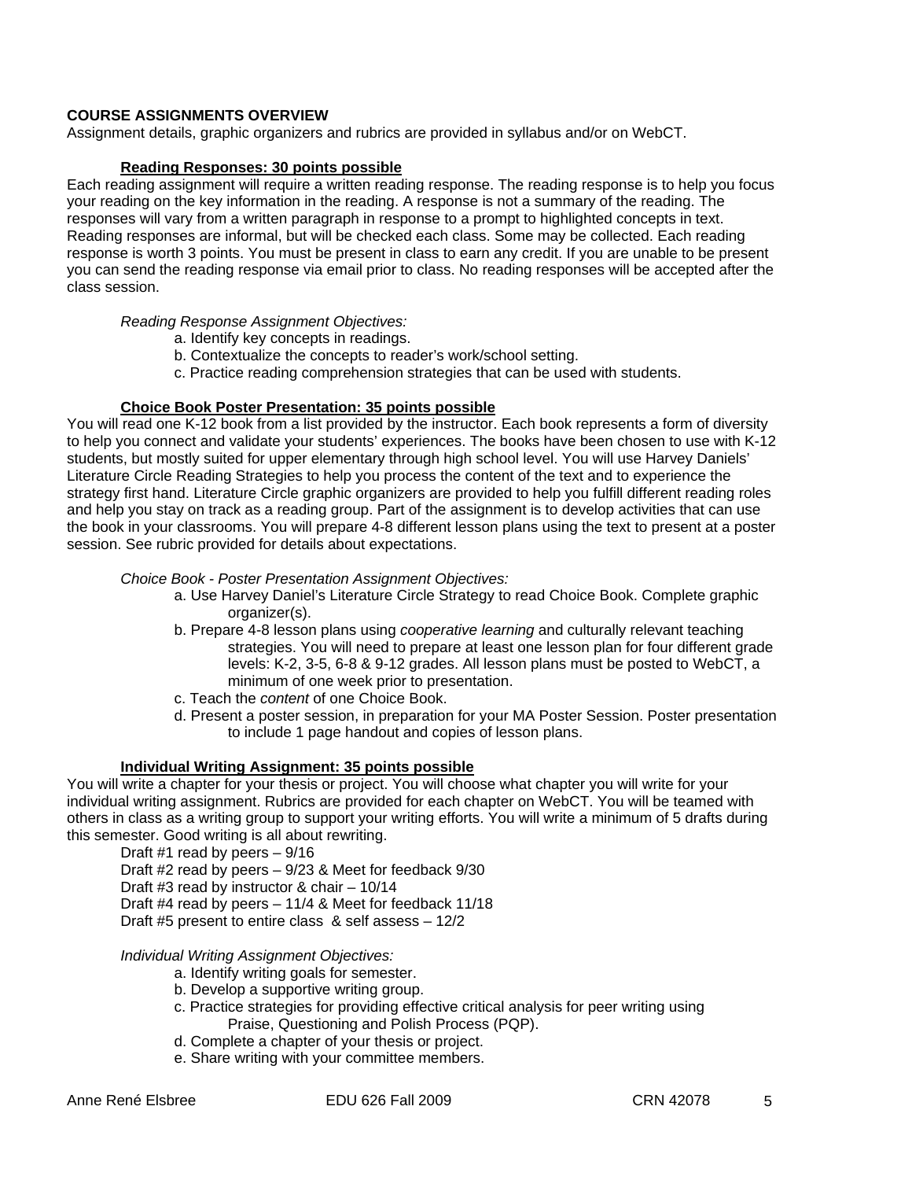**COURSE ASSIGNMENTS OVERVIEW**

Assignment details, graphic organizers and rubrics are provided in syllabus and/or on WebCT.

**Reading Responses: 30 points possible**

Each reading assignment will require a written reading response. The reading response is to help you focus your reading on the key information in the reading. A response is not a summary of the reading. The responses will vary from a written paragraph in response to a prompt to highlighted concepts in text. Reading responses are informal, but will be checked each class. Some may be collected. Each reading response is worth 3 points. You must be present in class to earn any credit. If you are unable to be present you can send the reading response via email prior to class. No reading responses will be accepted after the class session.

*Reading Response Assignment Objectives:*

a. Identify key concepts in readings.
b. Contextualize the concepts to reader's work/school setting.
c. Practice reading comprehension strategies that can be used with students.

**Choice Book Poster Presentation: 35 points possible**

You will read one K-12 book from a list provided by the instructor. Each book represents a form of diversity to help you connect and validate your students' experiences. The books have been chosen to use with K-12 students, but mostly suited for upper elementary through high school level. You will use Harvey Daniels' Literature Circle Reading Strategies to help you process the content of the text and to experience the strategy first hand. Literature Circle graphic organizers are provided to help you fulfill different reading roles and help you stay on track as a reading group. Part of the assignment is to develop activities that can use the book in your classrooms. You will prepare 4-8 different lesson plans using the text to present at a poster session. See rubric provided for details about expectations.

*Choice Book - Poster Presentation Assignment Objectives:*

a. Use Harvey Daniel's Literature Circle Strategy to read Choice Book. Complete graphic organizer(s).
b. Prepare 4-8 lesson plans using *cooperative learning* and culturally relevant teaching strategies. You will need to prepare at least one lesson plan for four different grade levels: K-2, 3-5, 6-8 & 9-12 grades. All lesson plans must be posted to WebCT, a minimum of one week prior to presentation.
c. Teach the *content* of one Choice Book.
d. Present a poster session, in preparation for your MA Poster Session. Poster presentation to include 1 page handout and copies of lesson plans.

**Individual Writing Assignment: 35 points possible**

You will write a chapter for your thesis or project. You will choose what chapter you will write for your individual writing assignment. Rubrics are provided for each chapter on WebCT. You will be teamed with others in class as a writing group to support your writing efforts. You will write a minimum of 5 drafts during this semester. Good writing is all about rewriting.

Draft #1 read by peers – 9/16
Draft #2 read by peers – 9/23 & Meet for feedback 9/30
Draft #3 read by instructor & chair – 10/14
Draft #4 read by peers – 11/4 & Meet for feedback 11/18
Draft #5 present to entire class & self assess – 12/2

*Individual Writing Assignment Objectives:*

a. Identify writing goals for semester.
b. Develop a supportive writing group.
c. Practice strategies for providing effective critical analysis for peer writing using Praise, Questioning and Polish Process (PQP).
d. Complete a chapter of your thesis or project.
e. Share writing with your committee members.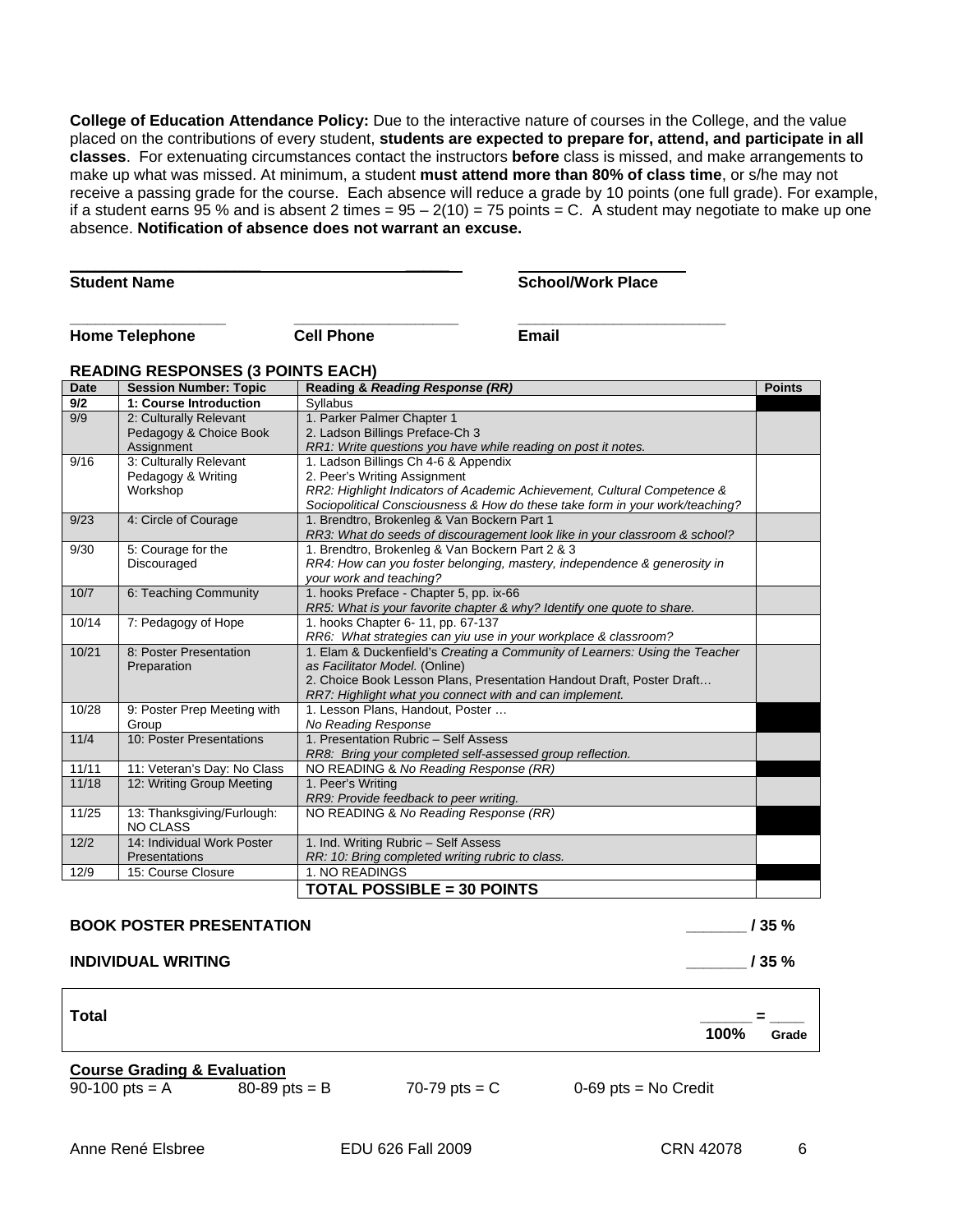**College of Education Attendance Policy:** Due to the interactive nature of courses in the College, and the value placed on the contributions of every student, **students are expected to prepare for, attend, and participate in all classes**. For extenuating circumstances contact the instructors **before** class is missed, and make arrangements to make up what was missed. At minimum, a student **must attend more than 80% of class time**, or s/he may not receive a passing grade for the course. Each absence will reduce a grade by 10 points (one full grade). For example, if a student earns 95 % and is absent 2 times = 95 – 2(10) = 75 points = C. A student may negotiate to make up one absence. **Notification of absence does not warrant an excuse.**

**Student Name** ______________________ **School/Work Place** ______________________

**Home Telephone** __________________ **Cell Phone** __________________ **Email** __________________

**READING RESPONSES (3 POINTS EACH)**

| Date | Session Number: Topic | Reading & *Reading Response (RR)* | Points |
|---|---|---|---|
| **9/2** | **1: Course Introduction** | Syllabus | |
| 9/9 | 2: Culturally Relevant Pedagogy & Choice Book Assignment | 1. Parker Palmer Chapter 1<br>2. Ladson Billings Preface-Ch 3<br>*RR1: Write questions you have while reading on post it notes.* | |
| 9/16 | 3: Culturally Relevant Pedagogy & Writing Workshop | 1. Ladson Billings Ch 4-6 & Appendix<br>2. Peer's Writing Assignment<br>*RR2: Highlight Indicators of Academic Achievement, Cultural Competence & Sociopolitical Consciousness & How do these take form in your work/teaching?* | |
| 9/23 | 4: Circle of Courage | 1. Brendtro, Brokenleg & Van Bockern Part 1<br>*RR3: What do seeds of discouragement look like in your classroom & school?* | |
| 9/30 | 5: Courage for the Discouraged | 1. Brendtro, Brokenleg & Van Bockern Part 2 & 3<br>*RR4: How can you foster belonging, mastery, independence & generosity in your work and teaching?* | |
| 10/7 | 6: Teaching Community | 1. hooks Preface - Chapter 5, pp. ix-66<br>*RR5: What is your favorite chapter & why? Identify one quote to share.* | |
| 10/14 | 7: Pedagogy of Hope | 1. hooks Chapter 6- 11, pp. 67-137<br>*RR6: What strategies can yiu use in your workplace & classroom?* | |
| 10/21 | 8: Poster Presentation Preparation | 1. Elam & Duckenfield's *Creating a Community of Learners: Using the Teacher as Facilitator Model.* (Online)<br>2. Choice Book Lesson Plans, Presentation Handout Draft, Poster Draft…<br>*RR7: Highlight what you connect with and can implement.* | |
| 10/28 | 9: Poster Prep Meeting with Group | 1. Lesson Plans, Handout, Poster …<br>*No Reading Response* | |
| 11/4 | 10: Poster Presentations | 1. Presentation Rubric – Self Assess<br>*RR8: Bring your completed self-assessed group reflection.* | |
| 11/11 | 11: Veteran's Day: No Class | NO READING & *No Reading Response (RR)* | |
| 11/18 | 12: Writing Group Meeting | 1. Peer's Writing<br>*RR9: Provide feedback to peer writing.* | |
| 11/25 | 13: Thanksgiving/Furlough: NO CLASS | NO READING & *No Reading Response (RR)* | |
| 12/2 | 14: Individual Work Poster Presentations | 1. Ind. Writing Rubric – Self Assess<br>*RR: 10: Bring completed writing rubric to class.* | |
| 12/9 | 15: Course Closure | 1. NO READINGS | |
| | | **TOTAL POSSIBLE = 30 POINTS** | |

**BOOK POSTER PRESENTATION** _______ / 35 %

**INDIVIDUAL WRITING** _______ / 35 %

| **Total** | ______ = ____<br>**100%** **Grade** |
|---|---|

**Course Grading & Evaluation**

90-100 pts = A 80-89 pts = B 70-79 pts = C 0-69 pts = No Credit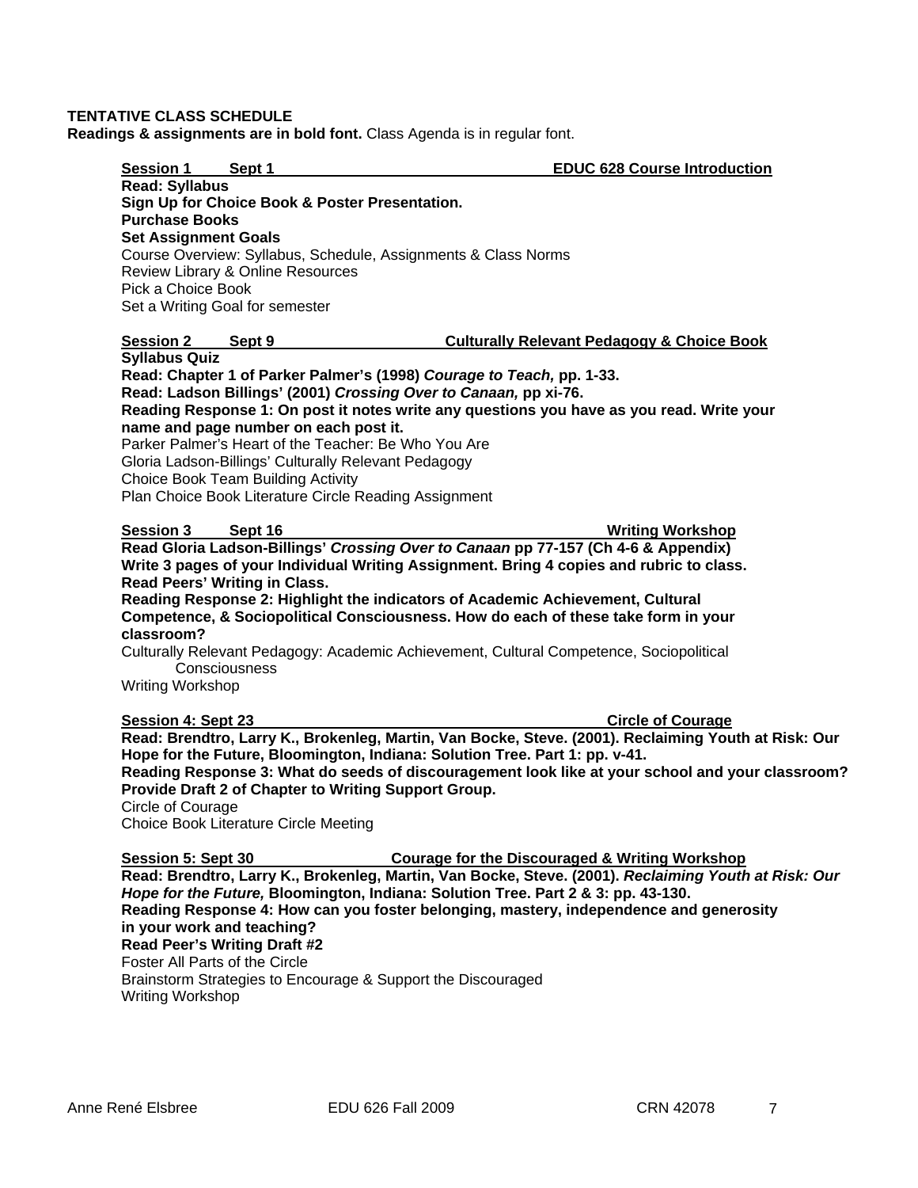**TENTATIVE CLASS SCHEDULE**

**Readings & assignments are in bold font.** Class Agenda is in regular font.

**Session 1 Sept 1 EDUC 628 Course Introduction**

**Read: Syllabus**
**Sign Up for Choice Book & Poster Presentation.**
**Purchase Books**
**Set Assignment Goals**
Course Overview: Syllabus, Schedule, Assignments & Class Norms
Review Library & Online Resources
Pick a Choice Book
Set a Writing Goal for semester

**Session 2 Sept 9 Culturally Relevant Pedagogy & Choice Book**

**Syllabus Quiz**
**Read: Chapter 1 of Parker Palmer's (1998) *Courage to Teach,* pp. 1-33.**
**Read: Ladson Billings' (2001) *Crossing Over to Canaan,* pp xi-76.**
**Reading Response 1: On post it notes write any questions you have as you read. Write your name and page number on each post it.**
Parker Palmer's Heart of the Teacher: Be Who You Are
Gloria Ladson-Billings' Culturally Relevant Pedagogy
Choice Book Team Building Activity
Plan Choice Book Literature Circle Reading Assignment

**Session 3 Sept 16 Writing Workshop**

**Read Gloria Ladson-Billings' *Crossing Over to Canaan* pp 77-157 (Ch 4-6 & Appendix)**
**Write 3 pages of your Individual Writing Assignment. Bring 4 copies and rubric to class.**
**Read Peers' Writing in Class.**
**Reading Response 2: Highlight the indicators of Academic Achievement, Cultural Competence, & Sociopolitical Consciousness. How do each of these take form in your classroom?**
Culturally Relevant Pedagogy: Academic Achievement, Cultural Competence, Sociopolitical Consciousness
Writing Workshop

**Session 4: Sept 23 Circle of Courage**

**Read: Brendtro, Larry K., Brokenleg, Martin, Van Bocke, Steve. (2001). Reclaiming Youth at Risk: Our Hope for the Future, Bloomington, Indiana: Solution Tree. Part 1: pp. v-41.**
**Reading Response 3: What do seeds of discouragement look like at your school and your classroom?**
**Provide Draft 2 of Chapter to Writing Support Group.**
Circle of Courage
Choice Book Literature Circle Meeting

**Session 5: Sept 30 Courage for the Discouraged & Writing Workshop**

**Read: Brendtro, Larry K., Brokenleg, Martin, Van Bocke, Steve. (2001). *Reclaiming Youth at Risk: Our Hope for the Future,* Bloomington, Indiana: Solution Tree. Part 2 & 3: pp. 43-130.**
**Reading Response 4: How can you foster belonging, mastery, independence and generosity in your work and teaching?**
**Read Peer's Writing Draft #2**
Foster All Parts of the Circle
Brainstorm Strategies to Encourage & Support the Discouraged
Writing Workshop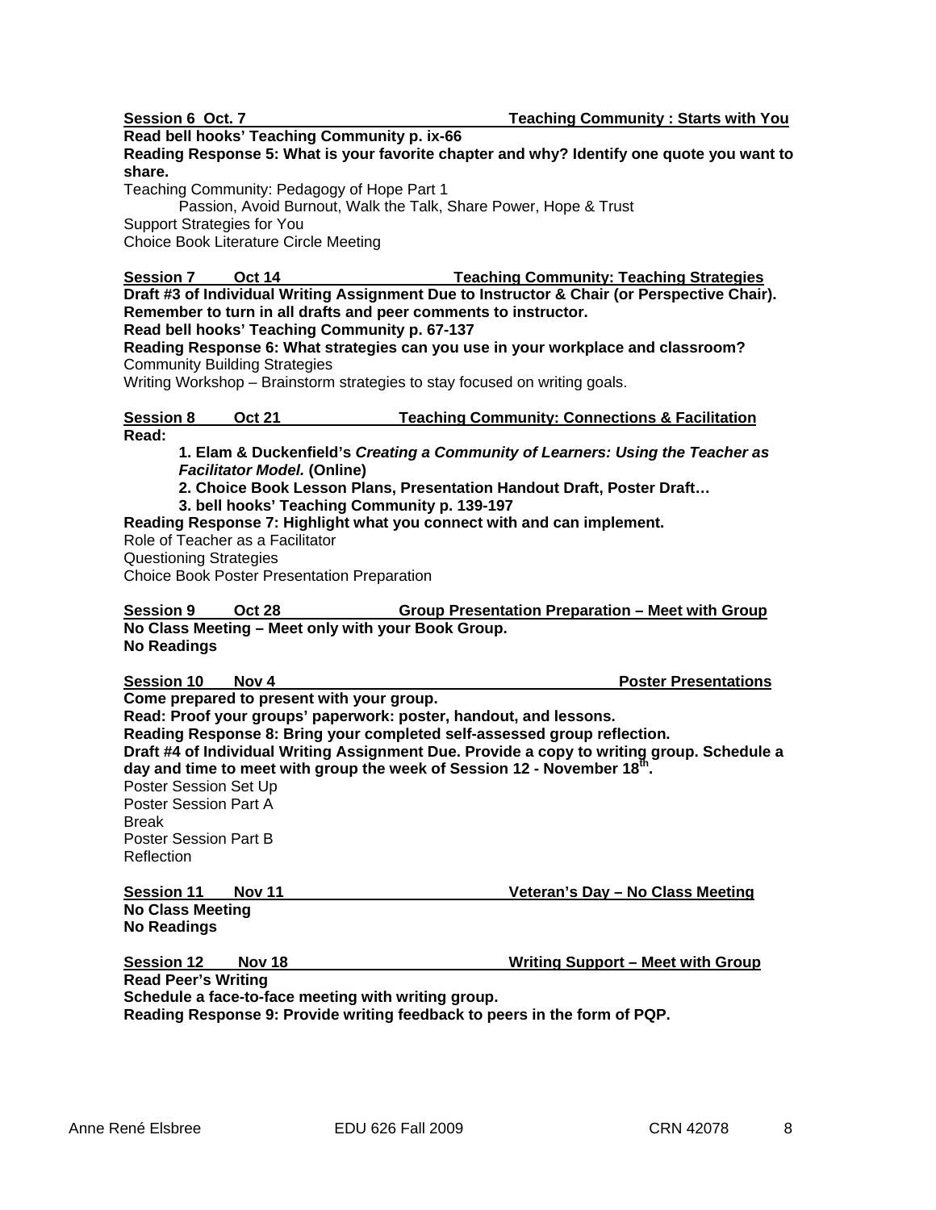**Session 6 Oct. 7 — Teaching Community : Starts with You**

**Read bell hooks' Teaching Community p. ix-66**

**Reading Response 5: What is your favorite chapter and why? Identify one quote you want to share.**

Teaching Community: Pedagogy of Hope Part 1

Passion, Avoid Burnout, Walk the Talk, Share Power, Hope & Trust

Support Strategies for You

Choice Book Literature Circle Meeting

**Session 7 Oct 14 — Teaching Community: Teaching Strategies**

**Draft #3 of Individual Writing Assignment Due to Instructor & Chair (or Perspective Chair). Remember to turn in all drafts and peer comments to instructor.**

**Read bell hooks' Teaching Community p. 67-137**

**Reading Response 6: What strategies can you use in your workplace and classroom?**

Community Building Strategies

Writing Workshop – Brainstorm strategies to stay focused on writing goals.

**Session 8 Oct 21 — Teaching Community: Connections & Facilitation**

**Read:**

**1. Elam & Duckenfield's *Creating a Community of Learners: Using the Teacher as Facilitator Model.* (Online)**

**2. Choice Book Lesson Plans, Presentation Handout Draft, Poster Draft…**

**3. bell hooks' Teaching Community p. 139-197**

**Reading Response 7: Highlight what you connect with and can implement.**

Role of Teacher as a Facilitator

Questioning Strategies

Choice Book Poster Presentation Preparation

**Session 9 Oct 28 — Group Presentation Preparation – Meet with Group**

**No Class Meeting – Meet only with your Book Group.**

**No Readings**

**Session 10 Nov 4 — Poster Presentations**

**Come prepared to present with your group.**

**Read: Proof your groups' paperwork: poster, handout, and lessons.**

**Reading Response 8: Bring your completed self-assessed group reflection.**

**Draft #4 of Individual Writing Assignment Due. Provide a copy to writing group. Schedule a day and time to meet with group the week of Session 12 - November 18th.**

Poster Session Set Up

Poster Session Part A

Break

Poster Session Part B

Reflection

**Session 11 Nov 11 — Veteran's Day – No Class Meeting**

**No Class Meeting**

**No Readings**

**Session 12 Nov 18 — Writing Support – Meet with Group**

**Read Peer's Writing**

**Schedule a face-to-face meeting with writing group.**

**Reading Response 9: Provide writing feedback to peers in the form of PQP.**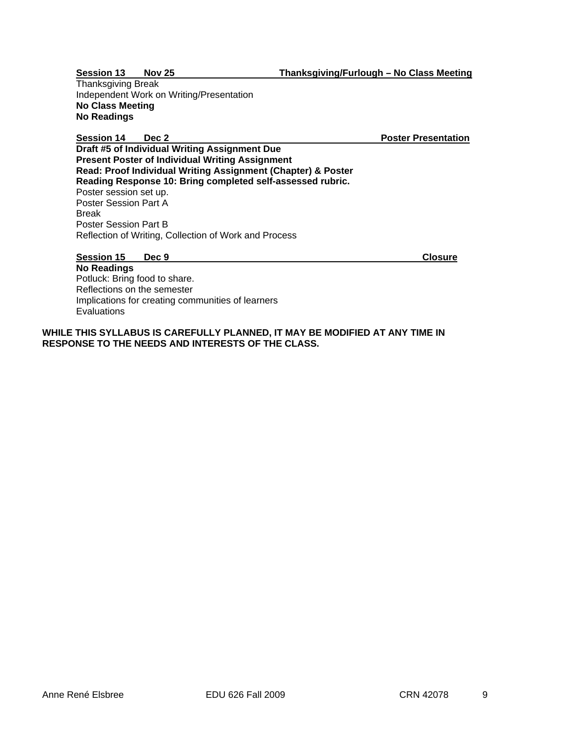**Session 13 Nov 25 Thanksgiving/Furlough – No Class Meeting**

Thanksgiving Break
Independent Work on Writing/Presentation
**No Class Meeting**
**No Readings**

**Session 14 Dec 2 Poster Presentation**

**Draft #5 of Individual Writing Assignment Due**
**Present Poster of Individual Writing Assignment**
**Read: Proof Individual Writing Assignment (Chapter) & Poster**
**Reading Response 10: Bring completed self-assessed rubric.**
Poster session set up.
Poster Session Part A
Break
Poster Session Part B
Reflection of Writing, Collection of Work and Process

**Session 15 Dec 9 Closure**

**No Readings**
Potluck: Bring food to share.
Reflections on the semester
Implications for creating communities of learners
Evaluations

**WHILE THIS SYLLABUS IS CAREFULLY PLANNED, IT MAY BE MODIFIED AT ANY TIME IN RESPONSE TO THE NEEDS AND INTERESTS OF THE CLASS.**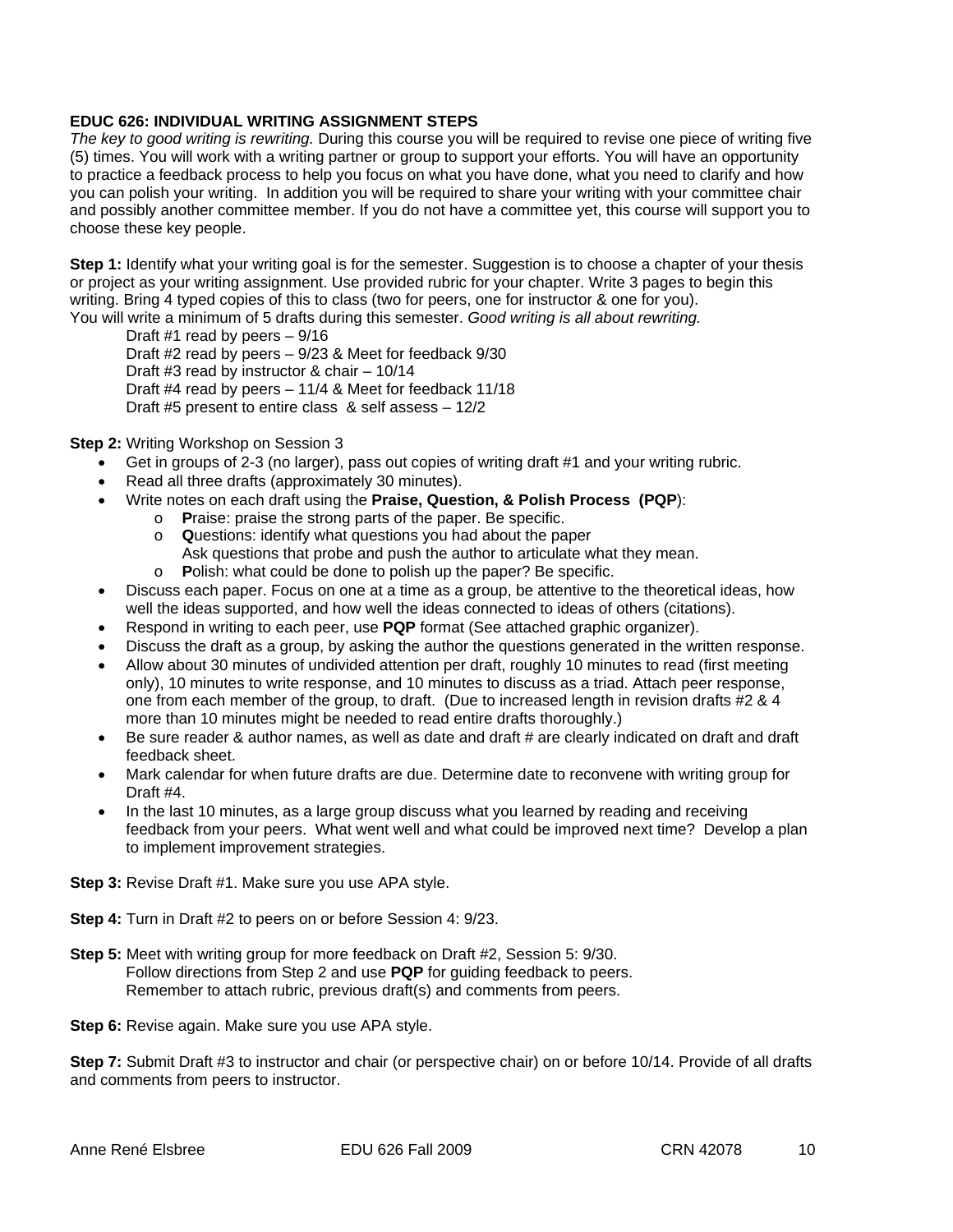**EDUC 626: INDIVIDUAL WRITING ASSIGNMENT STEPS**

*The key to good writing is rewriting.* During this course you will be required to revise one piece of writing five (5) times. You will work with a writing partner or group to support your efforts. You will have an opportunity to practice a feedback process to help you focus on what you have done, what you need to clarify and how you can polish your writing. In addition you will be required to share your writing with your committee chair and possibly another committee member. If you do not have a committee yet, this course will support you to choose these key people.

**Step 1:** Identify what your writing goal is for the semester. Suggestion is to choose a chapter of your thesis or project as your writing assignment. Use provided rubric for your chapter. Write 3 pages to begin this writing. Bring 4 typed copies of this to class (two for peers, one for instructor & one for you). You will write a minimum of 5 drafts during this semester. *Good writing is all about rewriting.*

Draft #1 read by peers – 9/16
Draft #2 read by peers – 9/23 & Meet for feedback 9/30
Draft #3 read by instructor & chair – 10/14
Draft #4 read by peers – 11/4 & Meet for feedback 11/18
Draft #5 present to entire class & self assess – 12/2

**Step 2:** Writing Workshop on Session 3

- Get in groups of 2-3 (no larger), pass out copies of writing draft #1 and your writing rubric.
- Read all three drafts (approximately 30 minutes).
- Write notes on each draft using the **Praise, Question, & Polish Process (PQP)**:
  - **P**raise: praise the strong parts of the paper. Be specific.
  - **Q**uestions: identify what questions you had about the paper
    Ask questions that probe and push the author to articulate what they mean.
  - **P**olish: what could be done to polish up the paper? Be specific.
- Discuss each paper. Focus on one at a time as a group, be attentive to the theoretical ideas, how well the ideas supported, and how well the ideas connected to ideas of others (citations).
- Respond in writing to each peer, use **PQP** format (See attached graphic organizer).
- Discuss the draft as a group, by asking the author the questions generated in the written response.
- Allow about 30 minutes of undivided attention per draft, roughly 10 minutes to read (first meeting only), 10 minutes to write response, and 10 minutes to discuss as a triad. Attach peer response, one from each member of the group, to draft. (Due to increased length in revision drafts #2 & 4 more than 10 minutes might be needed to read entire drafts thoroughly.)
- Be sure reader & author names, as well as date and draft # are clearly indicated on draft and draft feedback sheet.
- Mark calendar for when future drafts are due. Determine date to reconvene with writing group for Draft #4.
- In the last 10 minutes, as a large group discuss what you learned by reading and receiving feedback from your peers. What went well and what could be improved next time? Develop a plan to implement improvement strategies.

**Step 3:** Revise Draft #1. Make sure you use APA style.

**Step 4:** Turn in Draft #2 to peers on or before Session 4: 9/23.

**Step 5:** Meet with writing group for more feedback on Draft #2, Session 5: 9/30.
Follow directions from Step 2 and use **PQP** for guiding feedback to peers.
Remember to attach rubric, previous draft(s) and comments from peers.

**Step 6:** Revise again. Make sure you use APA style.

**Step 7:** Submit Draft #3 to instructor and chair (or perspective chair) on or before 10/14. Provide of all drafts and comments from peers to instructor.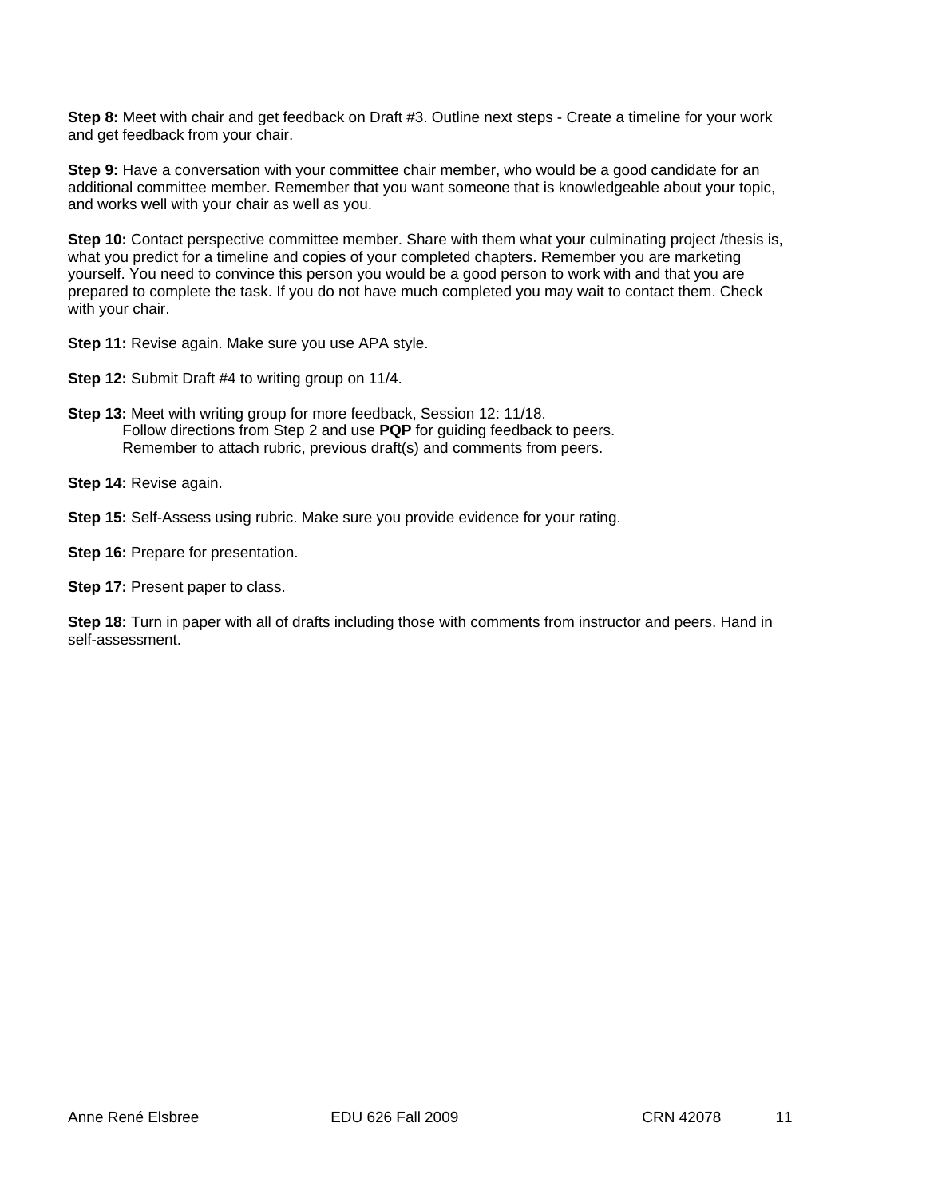**Step 8:** Meet with chair and get feedback on Draft #3. Outline next steps - Create a timeline for your work and get feedback from your chair.

**Step 9:** Have a conversation with your committee chair member, who would be a good candidate for an additional committee member. Remember that you want someone that is knowledgeable about your topic, and works well with your chair as well as you.

**Step 10:** Contact perspective committee member. Share with them what your culminating project /thesis is, what you predict for a timeline and copies of your completed chapters. Remember you are marketing yourself. You need to convince this person you would be a good person to work with and that you are prepared to complete the task. If you do not have much completed you may wait to contact them. Check with your chair.

**Step 11:** Revise again. Make sure you use APA style.

**Step 12:** Submit Draft #4 to writing group on 11/4.

**Step 13:** Meet with writing group for more feedback, Session 12: 11/18.
Follow directions from Step 2 and use **PQP** for guiding feedback to peers.
Remember to attach rubric, previous draft(s) and comments from peers.

**Step 14:** Revise again.

**Step 15:** Self-Assess using rubric. Make sure you provide evidence for your rating.

**Step 16:** Prepare for presentation.

**Step 17:** Present paper to class.

**Step 18:** Turn in paper with all of drafts including those with comments from instructor and peers. Hand in self-assessment.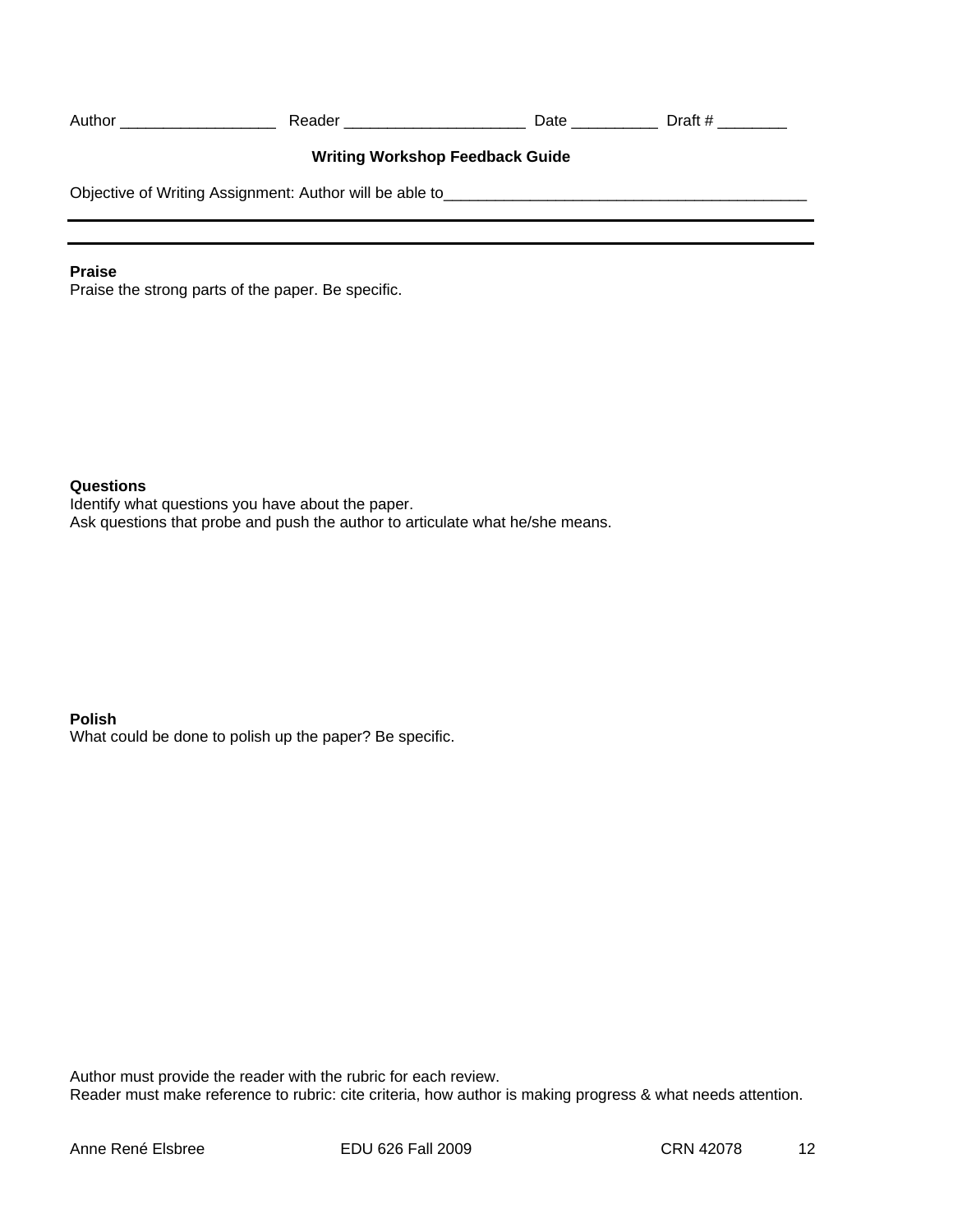Author ___________________ Reader ______________________ Date __________ Draft # ________

## Writing Workshop Feedback Guide

Objective of Writing Assignment: Author will be able to___________________________________________

---

---

**Praise**
Praise the strong parts of the paper. Be specific.

**Questions**
Identify what questions you have about the paper.
Ask questions that probe and push the author to articulate what he/she means.

**Polish**
What could be done to polish up the paper? Be specific.

Author must provide the reader with the rubric for each review.
Reader must make reference to rubric: cite criteria, how author is making progress & what needs attention.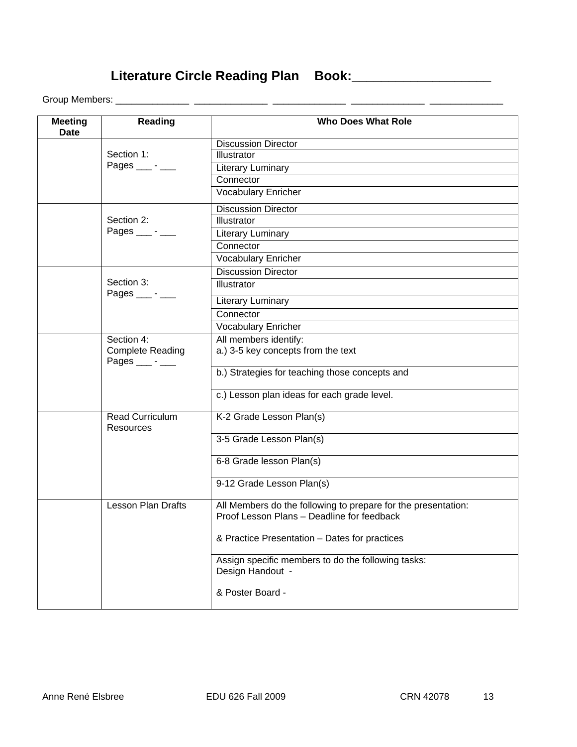# Literature Circle Reading Plan    Book:_____________________

Group Members: ______________  ______________  ______________  ______________  ______________

| Meeting Date | Reading | Who Does What Role |
|---|---|---|
| | Section 1:<br>Pages ___ - ___ | Discussion Director |
| | | Illustrator |
| | | Literary Luminary |
| | | Connector |
| | | Vocabulary Enricher |
| | Section 2:<br>Pages ___ - ___ | Discussion Director |
| | | Illustrator |
| | | Literary Luminary |
| | | Connector |
| | | Vocabulary Enricher |
| | Section 3:<br>Pages ___ - ___ | Discussion Director |
| | | Illustrator |
| | | Literary Luminary |
| | | Connector |
| | | Vocabulary Enricher |
| | Section 4:<br>Complete Reading<br>Pages ___ - ___ | All members identify:<br>a.) 3-5 key concepts from the text |
| | | b.) Strategies for teaching those concepts and |
| | | c.) Lesson plan ideas for each grade level. |
| | Read Curriculum Resources | K-2 Grade Lesson Plan(s) |
| | | 3-5 Grade Lesson Plan(s) |
| | | 6-8 Grade lesson Plan(s) |
| | | 9-12 Grade Lesson Plan(s) |
| | Lesson Plan Drafts | All Members do the following to prepare for the presentation:<br>Proof Lesson Plans – Deadline for feedback<br><br>& Practice Presentation – Dates for practices |
| | | Assign specific members to do the following tasks:<br>Design Handout -<br><br>& Poster Board - |

Anne René Elsbree    EDU 626 Fall 2009    CRN 42078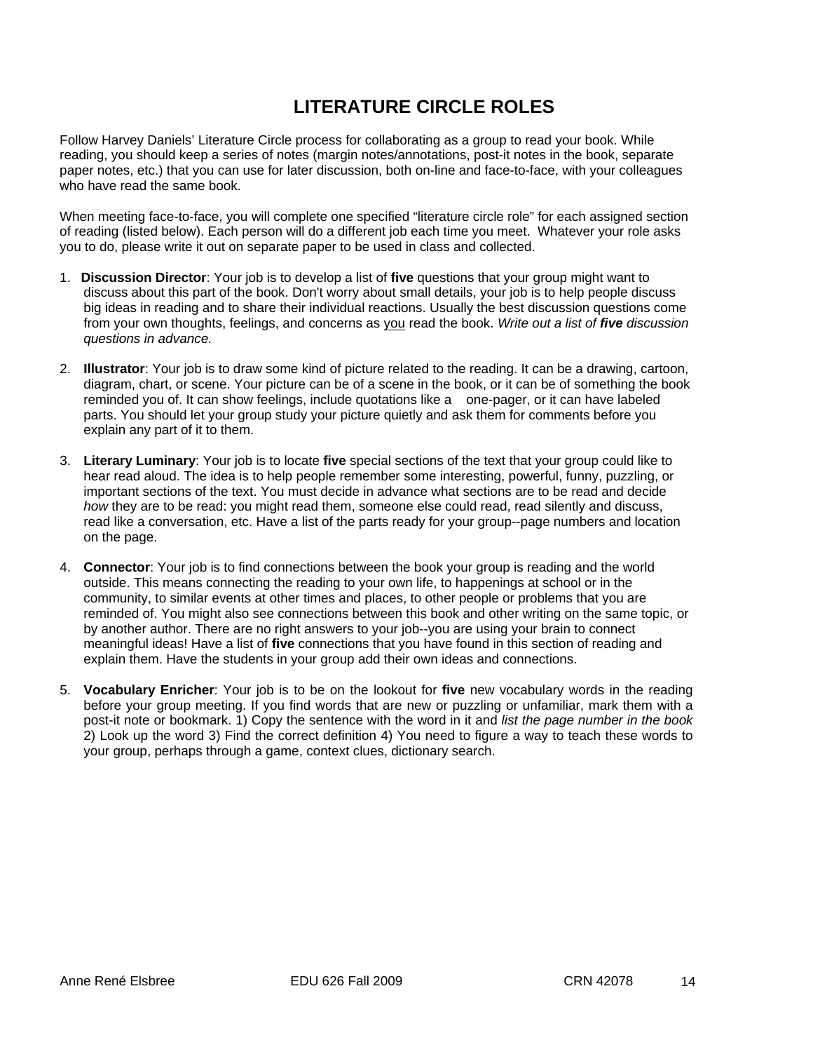# LITERATURE CIRCLE ROLES

Follow Harvey Daniels' Literature Circle process for collaborating as a group to read your book. While reading, you should keep a series of notes (margin notes/annotations, post-it notes in the book, separate paper notes, etc.) that you can use for later discussion, both on-line and face-to-face, with your colleagues who have read the same book.

When meeting face-to-face, you will complete one specified "literature circle role" for each assigned section of reading (listed below). Each person will do a different job each time you meet. Whatever your role asks you to do, please write it out on separate paper to be used in class and collected.

1. **Discussion Director**: Your job is to develop a list of **five** questions that your group might want to discuss about this part of the book. Don't worry about small details, your job is to help people discuss big ideas in reading and to share their individual reactions. Usually the best discussion questions come from your own thoughts, feelings, and concerns as <u>you</u> read the book. *Write out a list of **five** discussion questions in advance.*

2. **Illustrator**: Your job is to draw some kind of picture related to the reading. It can be a drawing, cartoon, diagram, chart, or scene. Your picture can be of a scene in the book, or it can be of something the book reminded you of. It can show feelings, include quotations like a one-pager, or it can have labeled parts. You should let your group study your picture quietly and ask them for comments before you explain any part of it to them.

3. **Literary Luminary**: Your job is to locate **five** special sections of the text that your group could like to hear read aloud. The idea is to help people remember some interesting, powerful, funny, puzzling, or important sections of the text. You must decide in advance what sections are to be read and decide *how* they are to be read: you might read them, someone else could read, read silently and discuss, read like a conversation, etc. Have a list of the parts ready for your group--page numbers and location on the page.

4. **Connector**: Your job is to find connections between the book your group is reading and the world outside. This means connecting the reading to your own life, to happenings at school or in the community, to similar events at other times and places, to other people or problems that you are reminded of. You might also see connections between this book and other writing on the same topic, or by another author. There are no right answers to your job--you are using your brain to connect meaningful ideas! Have a list of **five** connections that you have found in this section of reading and explain them. Have the students in your group add their own ideas and connections.

5. **Vocabulary Enricher**: Your job is to be on the lookout for **five** new vocabulary words in the reading before your group meeting. If you find words that are new or puzzling or unfamiliar, mark them with a post-it note or bookmark. 1) Copy the sentence with the word in it and *list the page number in the book* 2) Look up the word 3) Find the correct definition 4) You need to figure a way to teach these words to your group, perhaps through a game, context clues, dictionary search.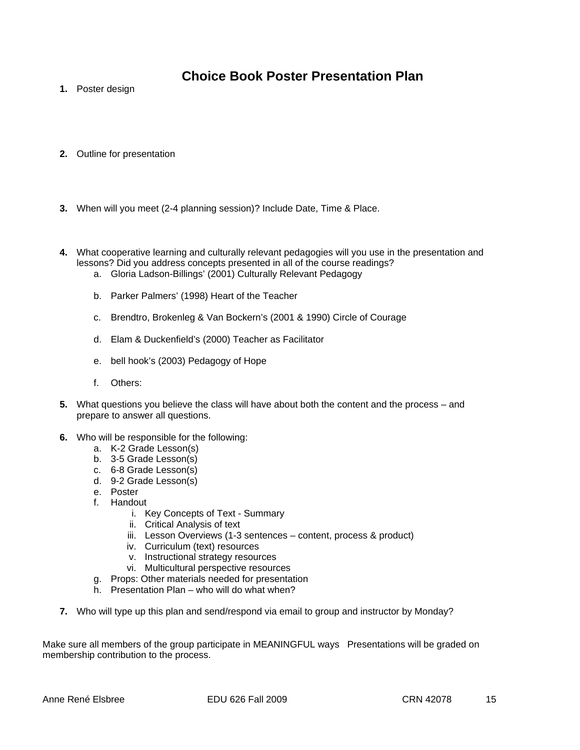# Choice Book Poster Presentation Plan

1. Poster design

2. Outline for presentation

3. When will you meet (2-4 planning session)? Include Date, Time & Place.

4. What cooperative learning and culturally relevant pedagogies will you use in the presentation and lessons? Did you address concepts presented in all of the course readings?
   a. Gloria Ladson-Billings' (2001) Culturally Relevant Pedagogy

   b. Parker Palmers' (1998) Heart of the Teacher

   c. Brendtro, Brokenleg & Van Bockern's (2001 & 1990) Circle of Courage

   d. Elam & Duckenfield's (2000) Teacher as Facilitator

   e. bell hook's (2003) Pedagogy of Hope

   f. Others:

5. What questions you believe the class will have about both the content and the process – and prepare to answer all questions.

6. Who will be responsible for the following:
   a. K-2 Grade Lesson(s)
   b. 3-5 Grade Lesson(s)
   c. 6-8 Grade Lesson(s)
   d. 9-2 Grade Lesson(s)
   e. Poster
   f. Handout
      i. Key Concepts of Text - Summary
      ii. Critical Analysis of text
      iii. Lesson Overviews (1-3 sentences – content, process & product)
      iv. Curriculum (text) resources
      v. Instructional strategy resources
      vi. Multicultural perspective resources
   g. Props: Other materials needed for presentation
   h. Presentation Plan – who will do what when?

7. Who will type up this plan and send/respond via email to group and instructor by Monday?

Make sure all members of the group participate in MEANINGFUL ways Presentations will be graded on membership contribution to the process.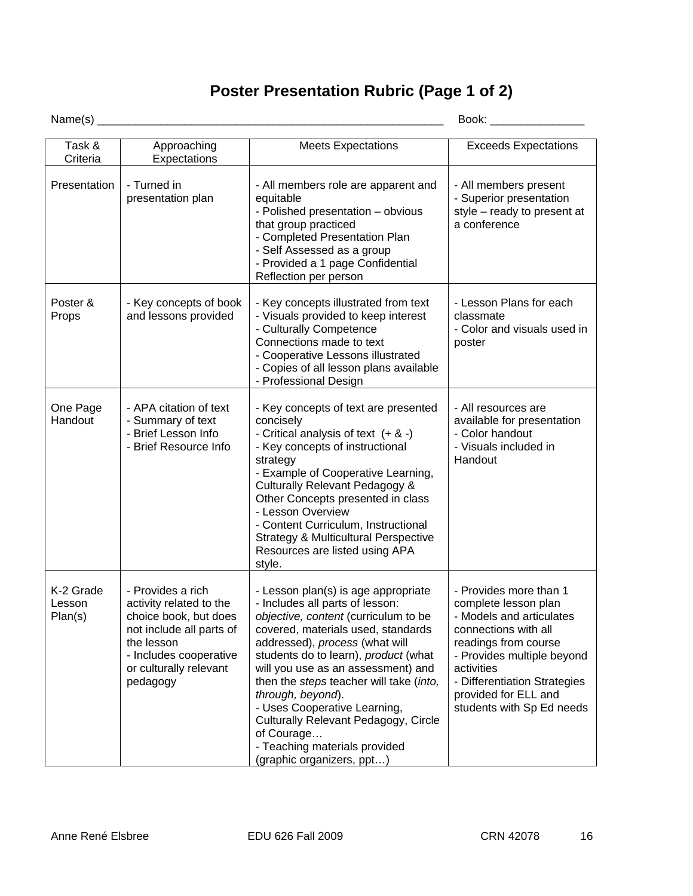# Poster Presentation Rubric (Page 1 of 2)

Name(s) ________________________________________________________ Book: _______________

| Task & Criteria | Approaching Expectations | Meets Expectations | Exceeds Expectations |
|---|---|---|---|
| Presentation | - Turned in presentation plan | - All members role are apparent and equitable<br>- Polished presentation – obvious that group practiced<br>- Completed Presentation Plan<br>- Self Assessed as a group<br>- Provided a 1 page Confidential Reflection per person | - All members present<br>- Superior presentation style – ready to present at a conference |
| Poster & Props | - Key concepts of book and lessons provided | - Key concepts illustrated from text<br>- Visuals provided to keep interest<br>- Culturally Competence Connections made to text<br>- Cooperative Lessons illustrated<br>- Copies of all lesson plans available<br>- Professional Design | - Lesson Plans for each classmate<br>- Color and visuals used in poster |
| One Page Handout | - APA citation of text<br>- Summary of text<br>- Brief Lesson Info<br>- Brief Resource Info | - Key concepts of text are presented concisely<br>- Critical analysis of text (+ & -)<br>- Key concepts of instructional strategy<br>- Example of Cooperative Learning, Culturally Relevant Pedagogy & Other Concepts presented in class<br>- Lesson Overview<br>- Content Curriculum, Instructional Strategy & Multicultural Perspective Resources are listed using APA style. | - All resources are available for presentation<br>- Color handout<br>- Visuals included in Handout |
| K-2 Grade Lesson Plan(s) | - Provides a rich activity related to the choice book, but does not include all parts of the lesson<br>- Includes cooperative or culturally relevant pedagogy | - Lesson plan(s) is age appropriate<br>- Includes all parts of lesson: *objective, content* (curriculum to be covered, materials used, standards addressed), *process* (what will students do to learn), *product* (what will you use as an assessment) and then the *steps* teacher will take (*into, through, beyond*).<br>- Uses Cooperative Learning, Culturally Relevant Pedagogy, Circle of Courage…<br>- Teaching materials provided (graphic organizers, ppt…) | - Provides more than 1 complete lesson plan<br>- Models and articulates connections with all readings from course<br>- Provides multiple beyond activities<br>- Differentiation Strategies provided for ELL and students with Sp Ed needs |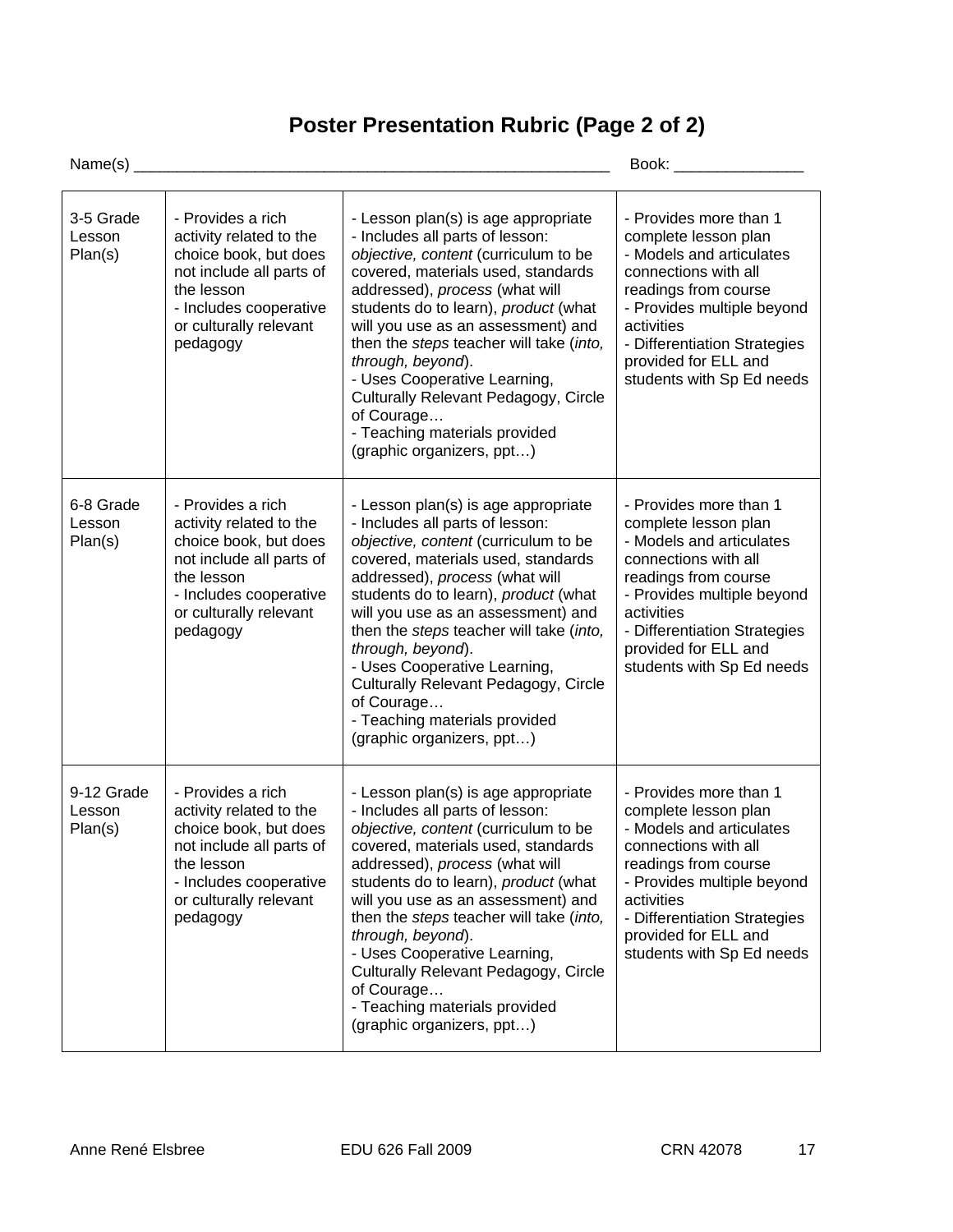# Poster Presentation Rubric (Page 2 of 2)

Name(s) ______________________________________________________ Book: _______________

| | | | |
|---|---|---|---|
| 3-5 Grade Lesson Plan(s) | - Provides a rich activity related to the choice book, but does not include all parts of the lesson<br>- Includes cooperative or culturally relevant pedagogy | - Lesson plan(s) is age appropriate<br>- Includes all parts of lesson: *objective, content* (curriculum to be covered, materials used, standards addressed), *process* (what will students do to learn), *product* (what will you use as an assessment) and then the *steps* teacher will take (*into, through, beyond*).<br>- Uses Cooperative Learning, Culturally Relevant Pedagogy, Circle of Courage…<br>- Teaching materials provided (graphic organizers, ppt…) | - Provides more than 1 complete lesson plan<br>- Models and articulates connections with all readings from course<br>- Provides multiple beyond activities<br>- Differentiation Strategies provided for ELL and students with Sp Ed needs |
| 6-8 Grade Lesson Plan(s) | - Provides a rich activity related to the choice book, but does not include all parts of the lesson<br>- Includes cooperative or culturally relevant pedagogy | - Lesson plan(s) is age appropriate<br>- Includes all parts of lesson: *objective, content* (curriculum to be covered, materials used, standards addressed), *process* (what will students do to learn), *product* (what will you use as an assessment) and then the *steps* teacher will take (*into, through, beyond*).<br>- Uses Cooperative Learning, Culturally Relevant Pedagogy, Circle of Courage…<br>- Teaching materials provided (graphic organizers, ppt…) | - Provides more than 1 complete lesson plan<br>- Models and articulates connections with all readings from course<br>- Provides multiple beyond activities<br>- Differentiation Strategies provided for ELL and students with Sp Ed needs |
| 9-12 Grade Lesson Plan(s) | - Provides a rich activity related to the choice book, but does not include all parts of the lesson<br>- Includes cooperative or culturally relevant pedagogy | - Lesson plan(s) is age appropriate<br>- Includes all parts of lesson: *objective, content* (curriculum to be covered, materials used, standards addressed), *process* (what will students do to learn), *product* (what will you use as an assessment) and then the *steps* teacher will take (*into, through, beyond*).<br>- Uses Cooperative Learning, Culturally Relevant Pedagogy, Circle of Courage…<br>- Teaching materials provided (graphic organizers, ppt…) | - Provides more than 1 complete lesson plan<br>- Models and articulates connections with all readings from course<br>- Provides multiple beyond activities<br>- Differentiation Strategies provided for ELL and students with Sp Ed needs |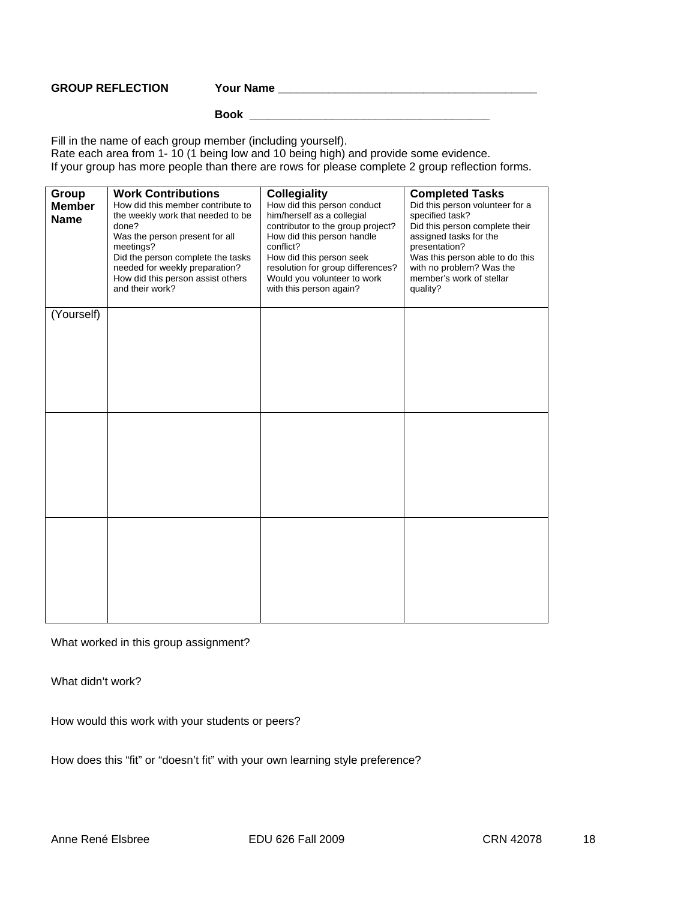**GROUP REFLECTION** **Your Name** ________________________________________

**Book** ____________________________________

Fill in the name of each group member (including yourself).
Rate each area from 1- 10 (1 being low and 10 being high) and provide some evidence.
If your group has more people than there are rows for please complete 2 group reflection forms.

| **Group Member Name** | **Work Contributions** How did this member contribute to the weekly work that needed to be done? Was the person present for all meetings? Did the person complete the tasks needed for weekly preparation? How did this person assist others and their work? | **Collegiality** How did this person conduct him/herself as a collegial contributor to the group project? How did this person handle conflict? How did this person seek resolution for group differences? Would you volunteer to work with this person again? | **Completed Tasks** Did this person volunteer for a specified task? Did this person complete their assigned tasks for the presentation? Was this person able to do this with no problem? Was the member's work of stellar quality? |
|---|---|---|---|
| (Yourself) | | | |
| | | | |
| | | | |

What worked in this group assignment?

What didn't work?

How would this work with your students or peers?

How does this "fit" or "doesn't fit" with your own learning style preference?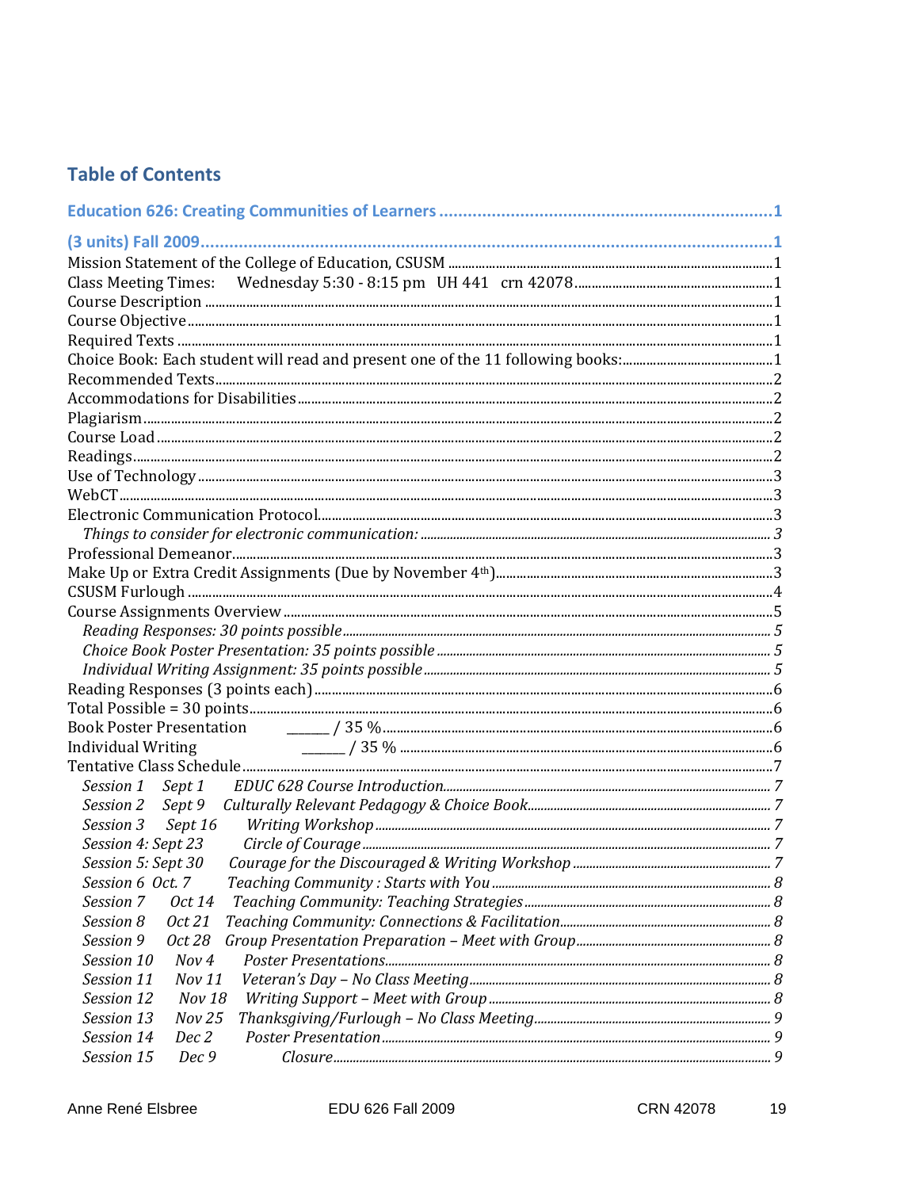## Table of Contents

**Education 626: Creating Communities of Learners ........................................................ 1**

**(3 units) Fall 2009 ........................................................................................................ 1**

Mission Statement of the College of Education, CSUSM ............................................... 1
Class Meeting Times: Wednesday 5:30 - 8:15 pm UH 441 crn 42078 ........................... 1
Course Description ........................................................................................................ 1
Course Objective ............................................................................................................ 1
Required Texts ............................................................................................................... 1
Choice Book: Each student will read and present one of the 11 following books: ........... 1
Recommended Texts ...................................................................................................... 2
Accommodations for Disabilities .................................................................................... 2
Plagiarism ...................................................................................................................... 2
Course Load ................................................................................................................... 2
Readings ......................................................................................................................... 2
Use of Technology .......................................................................................................... 3
WebCT ........................................................................................................................... 3
Electronic Communication Protocol ................................................................................ 3
  *Things to consider for electronic communication:* ...................................................... 3
Professional Demeanor ................................................................................................... 3
Make Up or Extra Credit Assignments (Due by November 4th) ....................................... 3
CSUSM Furlough ........................................................................................................... 4
Course Assignments Overview ........................................................................................ 5
  *Reading Responses: 30 points possible* ...................................................................... 5
  *Choice Book Poster Presentation: 35 points possible* ................................................. 5
  *Individual Writing Assignment: 35 points possible* .................................................... 5
Reading Responses (3 points each) .................................................................................. 6
Total Possible = 30 points ............................................................................................... 6
Book Poster Presentation ______ / 35 % ........................................................................ 6
Individual Writing ______ / 35 % .................................................................................. 6
Tentative Class Schedule ................................................................................................. 7
  *Session 1 Sept 1 EDUC 628 Course Introduction* ...................................................... 7
  *Session 2 Sept 9 Culturally Relevant Pedagogy & Choice Book* ................................. 7
  *Session 3 Sept 16 Writing Workshop* ......................................................................... 7
  *Session 4: Sept 23 Circle of Courage* ........................................................................ 7
  *Session 5: Sept 30 Courage for the Discouraged & Writing Workshop* ...................... 7
  *Session 6 Oct. 7 Teaching Community : Starts with You* ........................................... 8
  *Session 7 Oct 14 Teaching Community: Teaching Strategies* ..................................... 8
  *Session 8 Oct 21 Teaching Community: Connections & Facilitation* ........................... 8
  *Session 9 Oct 28 Group Presentation Preparation – Meet with Group* ......................... 8
  *Session 10 Nov 4 Poster Presentations* ...................................................................... 8
  *Session 11 Nov 11 Veteran's Day – No Class Meeting* ................................................ 8
  *Session 12 Nov 18 Writing Support – Meet with Group* ............................................. 8
  *Session 13 Nov 25 Thanksgiving/Furlough – No Class Meeting* ................................. 9
  *Session 14 Dec 2 Poster Presentation* ........................................................................ 9
  *Session 15 Dec 9 Closure* .......................................................................................... 9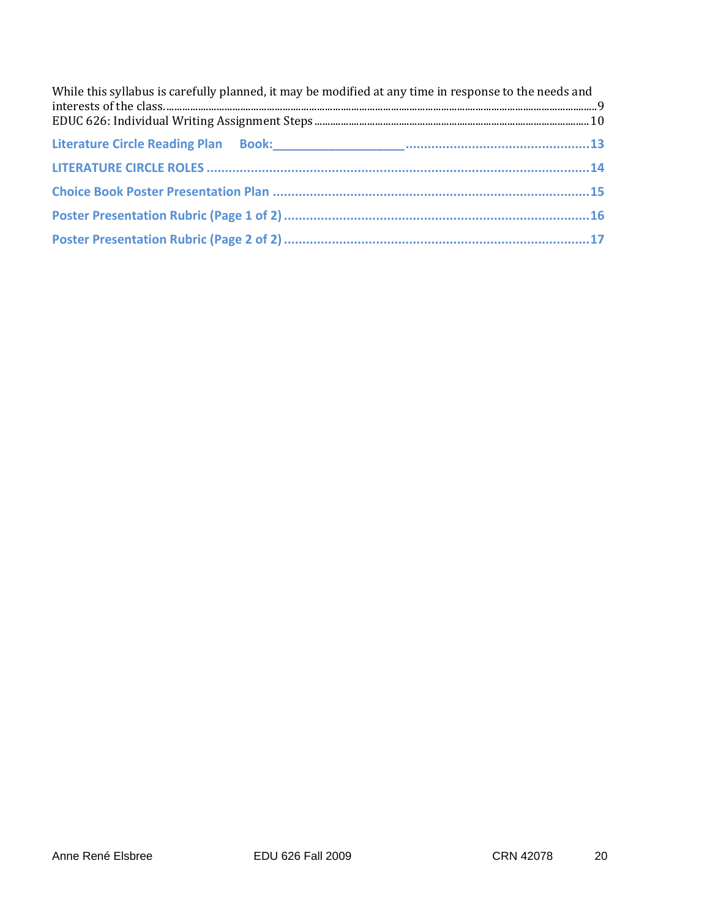While this syllabus is carefully planned, it may be modified at any time in response to the needs and interests of the class. ....................................................................................................................................................9

EDUC 626: Individual Writing Assignment Steps ........................................................................................10

**Literature Circle Reading Plan     Book:____________________ ..............................................13**

**LITERATURE CIRCLE ROLES .................................................................................................14**

**Choice Book Poster Presentation Plan ......................................................................................15**

**Poster Presentation Rubric (Page 1 of 2) ..................................................................................16**

**Poster Presentation Rubric (Page 2 of 2) ..................................................................................17**